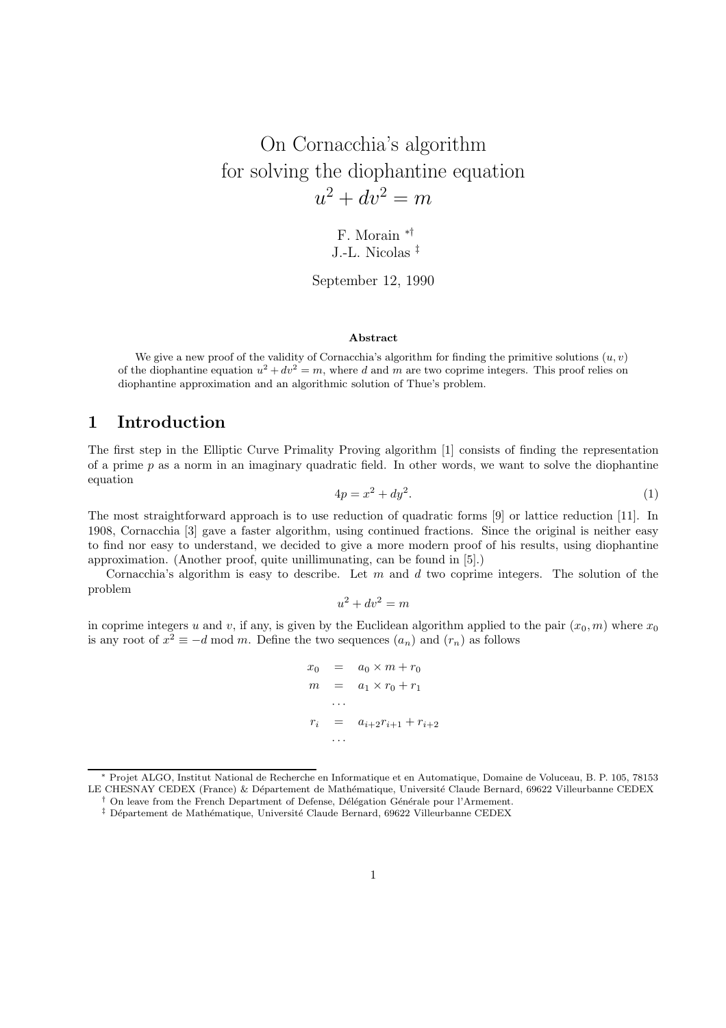# On Cornacchia's algorithm for solving the diophantine equation $u^2 + dv^2 = m$

F. Morain [*,†]
J.-L. Nicolas [‡]

September 12, 1990

**Abstract**

We give a new proof of the validity of Cornacchia's algorithm for finding the primitive solutions $(u, v)$ of the diophantine equation $u^2 + dv^2 = m$, where $d$ and $m$ are two coprime integers. This proof relies on diophantine approximation and an algorithmic solution of Thue's problem.

## 1 Introduction

The first step in the Elliptic Curve Primality Proving algorithm [1] consists of finding the representation of a prime $p$ as a norm in an imaginary quadratic field. In other words, we want to solve the diophantine equation

$$4p = x^2 + dy^2. \tag{1}$$

The most straightforward approach is to use reduction of quadratic forms [9] or lattice reduction [11]. In 1908, Cornacchia [3] gave a faster algorithm, using continued fractions. Since the original is neither easy to find nor easy to understand, we decided to give a more modern proof of his results, using diophantine approximation. (Another proof, quite unillimunating, can be found in [5].)

Cornacchia's algorithm is easy to describe. Let $m$ and $d$ two coprime integers. The solution of the problem

$$u^2 + dv^2 = m$$

in coprime integers $u$ and $v$, if any, is given by the Euclidean algorithm applied to the pair $(x_0, m)$ where $x_0$ is any root of $x^2 \equiv -d \bmod m$. Define the two sequences $(a_n)$ and $(r_n)$ as follows

$$\begin{aligned}
x_0 &= a_0 \times m + r_0 \\
m &= a_1 \times r_0 + r_1 \\
&\ldots \\
r_i &= a_{i+2} r_{i+1} + r_{i+2} \\
&\ldots
\end{aligned}$$

---

[*] Projet ALGO, Institut National de Recherche en Informatique et en Automatique, Domaine de Voluceau, B. P. 105, 78153 LE CHESNAY CEDEX (France) & Département de Mathématique, Université Claude Bernard, 69622 Villeurbanne CEDEX

[†] On leave from the French Department of Defense, Délégation Générale pour l'Armement.

[‡] Département de Mathématique, Université Claude Bernard, 69622 Villeurbanne CEDEX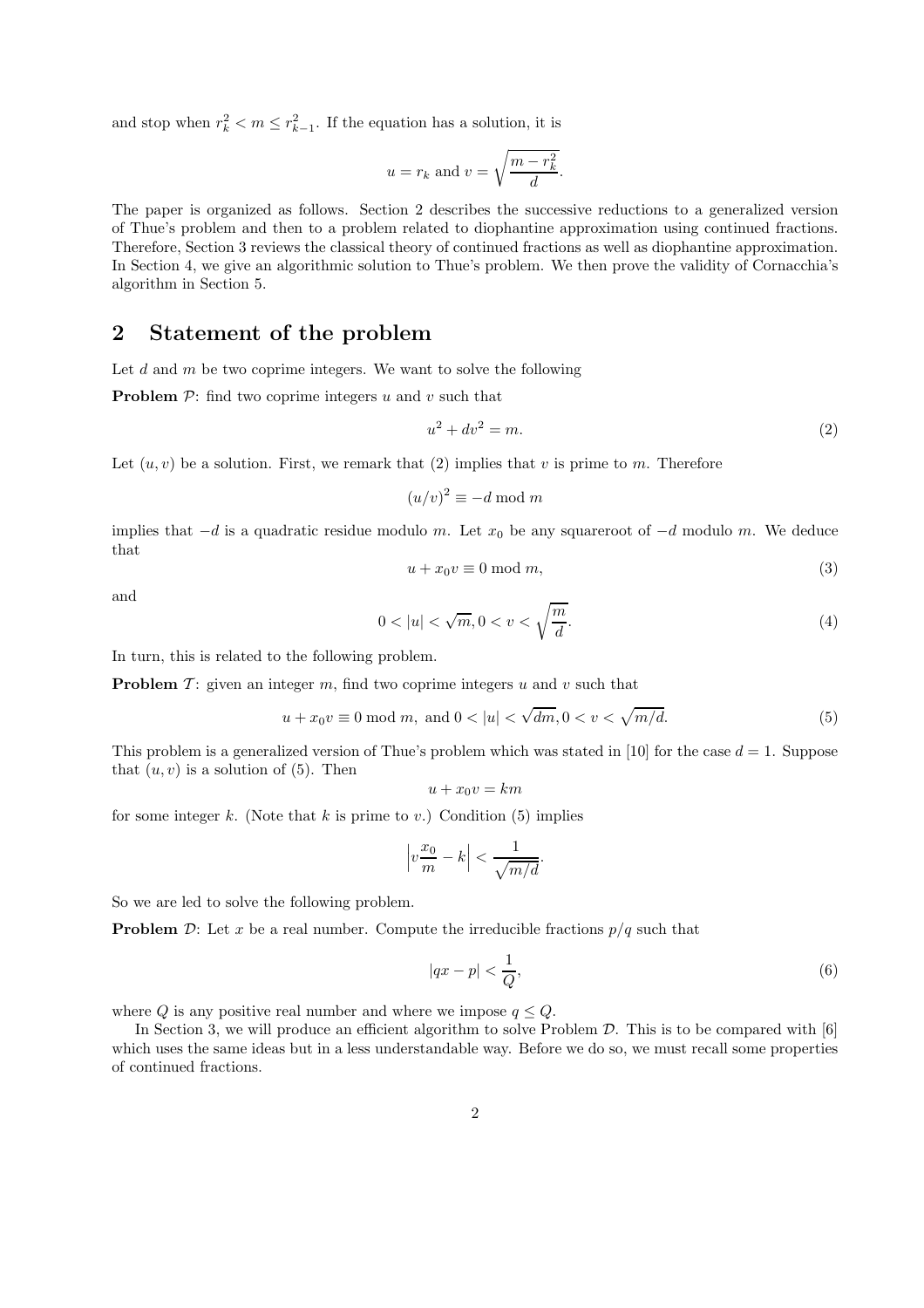and stop when $r_k^2 < m \leq r_{k-1}^2$. If the equation has a solution, it is

$$u = r_k \text{ and } v = \sqrt{\frac{m - r_k^2}{d}}.$$

The paper is organized as follows. Section 2 describes the successive reductions to a generalized version of Thue's problem and then to a problem related to diophantine approximation using continued fractions. Therefore, Section 3 reviews the classical theory of continued fractions as well as diophantine approximation. In Section 4, we give an algorithmic solution to Thue's problem. We then prove the validity of Cornacchia's algorithm in Section 5.

## 2 Statement of the problem

Let $d$ and $m$ be two coprime integers. We want to solve the following

**Problem $\mathcal{P}$**: find two coprime integers $u$ and $v$ such that

$$u^2 + dv^2 = m. \tag{2}$$

Let $(u, v)$ be a solution. First, we remark that (2) implies that $v$ is prime to $m$. Therefore

$$(u/v)^2 \equiv -d \bmod m$$

implies that $-d$ is a quadratic residue modulo $m$. Let $x_0$ be any squareroot of $-d$ modulo $m$. We deduce that

$$u + x_0 v \equiv 0 \bmod m, \tag{3}$$

and

$$0 < |u| < \sqrt{m}, 0 < v < \sqrt{\frac{m}{d}}. \tag{4}$$

In turn, this is related to the following problem.

**Problem $\mathcal{T}$**: given an integer $m$, find two coprime integers $u$ and $v$ such that

$$u + x_0 v \equiv 0 \bmod m, \text{ and } 0 < |u| < \sqrt{dm}, 0 < v < \sqrt{m/d}. \tag{5}$$

This problem is a generalized version of Thue's problem which was stated in [10] for the case $d = 1$. Suppose that $(u, v)$ is a solution of (5). Then

$$u + x_0 v = km$$

for some integer $k$. (Note that $k$ is prime to $v$.) Condition (5) implies

$$\left| v\frac{x_0}{m} - k \right| < \frac{1}{\sqrt{m/d}}.$$

So we are led to solve the following problem.

**Problem $\mathcal{D}$**: Let $x$ be a real number. Compute the irreducible fractions $p/q$ such that

$$|qx - p| < \frac{1}{Q}, \tag{6}$$

where $Q$ is any positive real number and where we impose $q \leq Q$.

In Section 3, we will produce an efficient algorithm to solve Problem $\mathcal{D}$. This is to be compared with [6] which uses the same ideas but in a less understandable way. Before we do so, we must recall some properties of continued fractions.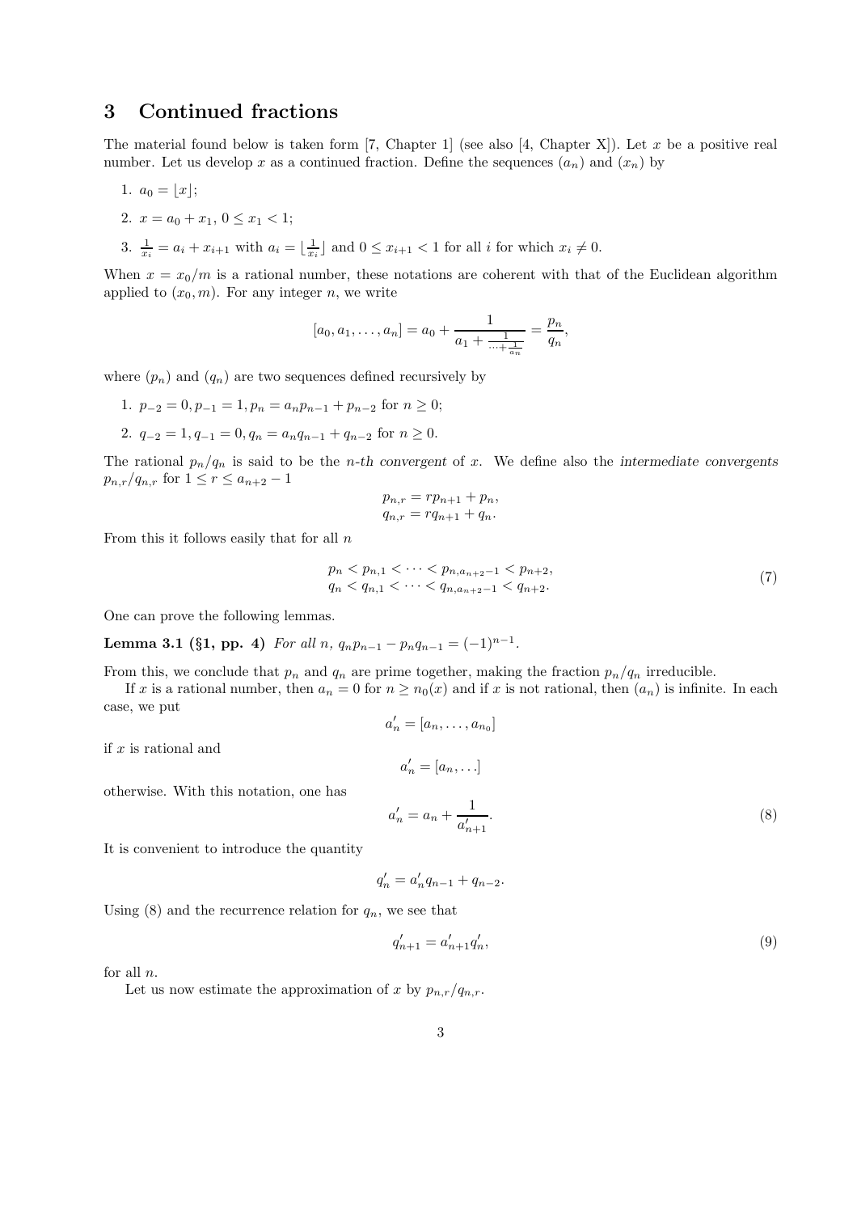## 3 Continued fractions

The material found below is taken form [7, Chapter 1] (see also [4, Chapter X]). Let $x$ be a positive real number. Let us develop $x$ as a continued fraction. Define the sequences $(a_n)$ and $(x_n)$ by

1. $a_0 = \lfloor x \rfloor$;
2. $x = a_0 + x_1$, $0 \leq x_1 < 1$;
3. $\frac{1}{x_i} = a_i + x_{i+1}$ with $a_i = \lfloor \frac{1}{x_i} \rfloor$ and $0 \leq x_{i+1} < 1$ for all $i$ for which $x_i \neq 0$.

When $x = x_0/m$ is a rational number, these notations are coherent with that of the Euclidean algorithm applied to $(x_0, m)$. For any integer $n$, we write

$$[a_0, a_1, \ldots, a_n] = a_0 + \cfrac{1}{a_1 + \cfrac{1}{\cdots + \frac{1}{a_n}}} = \frac{p_n}{q_n},$$

where $(p_n)$ and $(q_n)$ are two sequences defined recursively by

1. $p_{-2} = 0, p_{-1} = 1, p_n = a_n p_{n-1} + p_{n-2}$ for $n \geq 0$;
2. $q_{-2} = 1, q_{-1} = 0, q_n = a_n q_{n-1} + q_{n-2}$ for $n \geq 0$.

The rational $p_n/q_n$ is said to be the *n-th convergent* of $x$. We define also the *intermediate convergents* $p_{n,r}/q_{n,r}$ for $1 \leq r \leq a_{n+2} - 1$

$$p_{n,r} = r p_{n+1} + p_n,$$
$$q_{n,r} = r q_{n+1} + q_n.$$

From this it follows easily that for all $n$

$$\begin{aligned} p_n < p_{n,1} < \cdots < p_{n,a_{n+2}-1} < p_{n+2}, \\ q_n < q_{n,1} < \cdots < q_{n,a_{n+2}-1} < q_{n+2}. \end{aligned} \tag{7}$$

One can prove the following lemmas.

**Lemma 3.1 (§1, pp. 4)** *For all $n$, $q_n p_{n-1} - p_n q_{n-1} = (-1)^{n-1}$.*

From this, we conclude that $p_n$ and $q_n$ are prime together, making the fraction $p_n/q_n$ irreducible.

If $x$ is a rational number, then $a_n = 0$ for $n \geq n_0(x)$ and if $x$ is not rational, then $(a_n)$ is infinite. In each case, we put

$$a_n' = [a_n, \ldots, a_{n_0}]$$

if $x$ is rational and

$$a_n' = [a_n, \ldots]$$

otherwise. With this notation, one has

$$a_n' = a_n + \frac{1}{a_{n+1}'}. \tag{8}$$

It is convenient to introduce the quantity

$$q_n' = a_n' q_{n-1} + q_{n-2}.$$

Using (8) and the recurrence relation for $q_n$, we see that

$$q_{n+1}' = a_{n+1}' q_n', \tag{9}$$

for all $n$.

Let us now estimate the approximation of $x$ by $p_{n,r}/q_{n,r}$.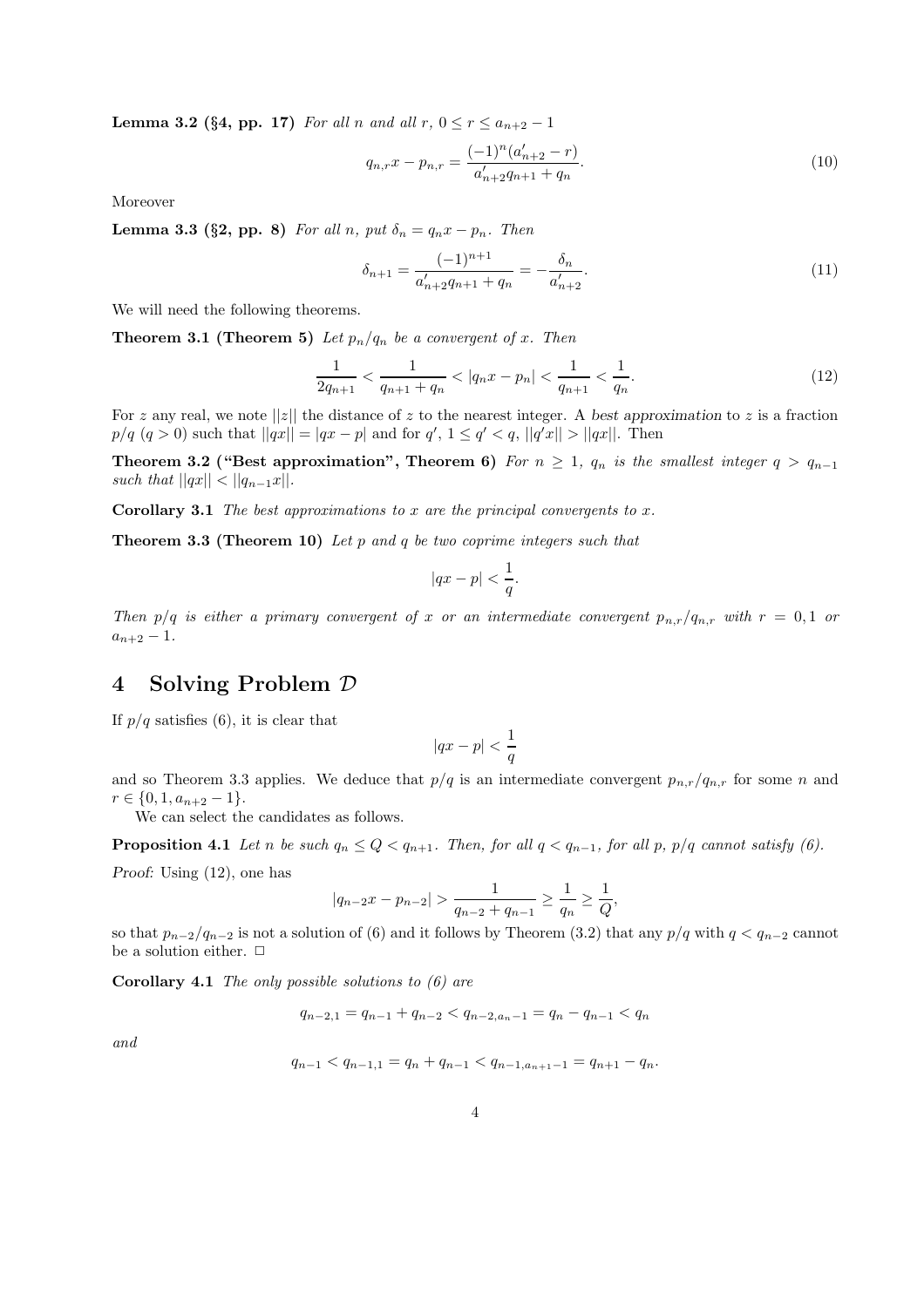**Lemma 3.2 (§4, pp. 17)** *For all $n$ and all $r$, $0 \le r \le a_{n+2} - 1$*

$$q_{n,r} x - p_{n,r} = \frac{(-1)^n (a'_{n+2} - r)}{a'_{n+2} q_{n+1} + q_n}. \tag{10}$$

Moreover

**Lemma 3.3 (§2, pp. 8)** *For all $n$, put $\delta_n = q_n x - p_n$. Then*

$$\delta_{n+1} = \frac{(-1)^{n+1}}{a'_{n+2} q_{n+1} + q_n} = -\frac{\delta_n}{a'_{n+2}}. \tag{11}$$

We will need the following theorems.

**Theorem 3.1 (Theorem 5)** *Let $p_n/q_n$ be a convergent of $x$. Then*

$$\frac{1}{2q_{n+1}} < \frac{1}{q_{n+1} + q_n} < |q_n x - p_n| < \frac{1}{q_{n+1}} < \frac{1}{q_n}. \tag{12}$$

For $z$ any real, we note $||z||$ the distance of $z$ to the nearest integer. A *best approximation* to $z$ is a fraction $p/q$ ($q > 0$) such that $||qx|| = |qx - p|$ and for $q'$, $1 \le q' < q$, $||q'x|| > ||qx||$. Then

**Theorem 3.2 ("Best approximation", Theorem 6)** *For $n \ge 1$, $q_n$ is the smallest integer $q > q_{n-1}$ such that $||qx|| < ||q_{n-1}x||$.*

**Corollary 3.1** *The best approximations to $x$ are the principal convergents to $x$.*

**Theorem 3.3 (Theorem 10)** *Let $p$ and $q$ be two coprime integers such that*

$$|qx - p| < \frac{1}{q}.$$

*Then $p/q$ is either a primary convergent of $x$ or an intermediate convergent $p_{n,r}/q_{n,r}$ with $r = 0, 1$ or $a_{n+2} - 1$.*

# 4 Solving Problem $\mathcal{D}$

If $p/q$ satisfies (6), it is clear that

$$|qx - p| < \frac{1}{q}$$

and so Theorem 3.3 applies. We deduce that $p/q$ is an intermediate convergent $p_{n,r}/q_{n,r}$ for some $n$ and $r \in \{0, 1, a_{n+2} - 1\}$.

We can select the candidates as follows.

**Proposition 4.1** *Let $n$ be such $q_n \le Q < q_{n+1}$. Then, for all $q < q_{n-1}$, for all $p$, $p/q$ cannot satisfy (6).*

*Proof:* Using (12), one has

$$|q_{n-2}x - p_{n-2}| > \frac{1}{q_{n-2} + q_{n-1}} \ge \frac{1}{q_n} \ge \frac{1}{Q},$$

so that $p_{n-2}/q_{n-2}$ is not a solution of (6) and it follows by Theorem (3.2) that any $p/q$ with $q < q_{n-2}$ cannot be a solution either. $\Box$

**Corollary 4.1** *The only possible solutions to (6) are*

$$q_{n-2,1} = q_{n-1} + q_{n-2} < q_{n-2,a_n-1} = q_n - q_{n-1} < q_n$$

*and*

$$q_{n-1} < q_{n-1,1} = q_n + q_{n-1} < q_{n-1,a_{n+1}-1} = q_{n+1} - q_n.$$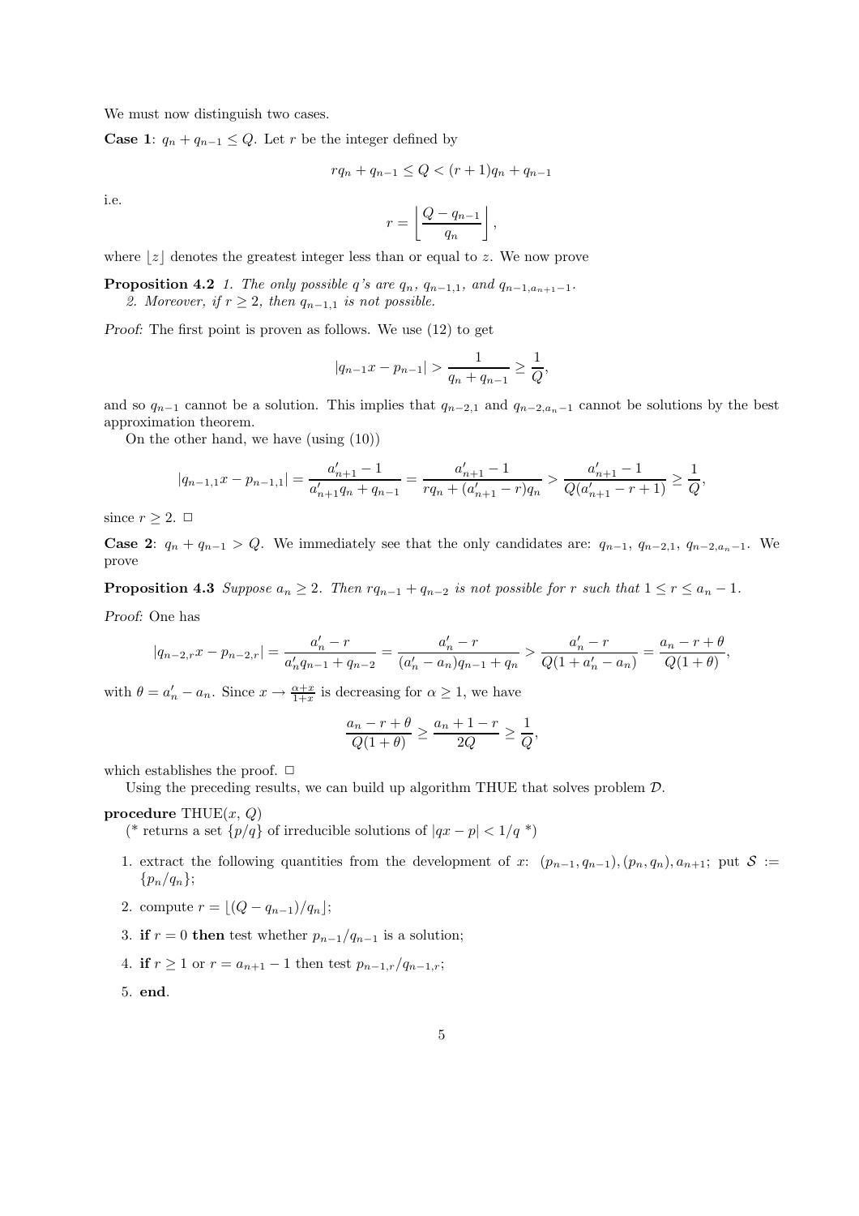We must now distinguish two cases.

**Case 1**: $q_n + q_{n-1} \leq Q$. Let $r$ be the integer defined by

$$rq_n + q_{n-1} \leq Q < (r+1)q_n + q_{n-1}$$

i.e.

$$r = \left\lfloor \frac{Q - q_{n-1}}{q_n} \right\rfloor,$$

where $\lfloor z \rfloor$ denotes the greatest integer less than or equal to $z$. We now prove

**Proposition 4.2** *1. The only possible $q$'s are $q_n$, $q_{n-1,1}$, and $q_{n-1,a_{n+1}-1}$.*
*2. Moreover, if $r \geq 2$, then $q_{n-1,1}$ is not possible.*

*Proof:* The first point is proven as follows. We use (12) to get

$$|q_{n-1}x - p_{n-1}| > \frac{1}{q_n + q_{n-1}} \geq \frac{1}{Q},$$

and so $q_{n-1}$ cannot be a solution. This implies that $q_{n-2,1}$ and $q_{n-2,a_n-1}$ cannot be solutions by the best approximation theorem.

On the other hand, we have (using (10))

$$|q_{n-1,1}x - p_{n-1,1}| = \frac{a'_{n+1} - 1}{a'_{n+1}q_n + q_{n-1}} = \frac{a'_{n+1} - 1}{rq_n + (a'_{n+1} - r)q_n} > \frac{a'_{n+1} - 1}{Q(a'_{n+1} - r + 1)} \geq \frac{1}{Q},$$

since $r \geq 2$. $\square$

**Case 2**: $q_n + q_{n-1} > Q$. We immediately see that the only candidates are: $q_{n-1}$, $q_{n-2,1}$, $q_{n-2,a_n-1}$. We prove

**Proposition 4.3** *Suppose $a_n \geq 2$. Then $rq_{n-1} + q_{n-2}$ is not possible for $r$ such that $1 \leq r \leq a_n - 1$.*

*Proof:* One has

$$|q_{n-2,r}x - p_{n-2,r}| = \frac{a'_n - r}{a'_n q_{n-1} + q_{n-2}} = \frac{a'_n - r}{(a'_n - a_n)q_{n-1} + q_n} > \frac{a'_n - r}{Q(1 + a'_n - a_n)} = \frac{a_n - r + \theta}{Q(1 + \theta)},$$

with $\theta = a'_n - a_n$. Since $x \to \frac{\alpha + x}{1 + x}$ is decreasing for $\alpha \geq 1$, we have

$$\frac{a_n - r + \theta}{Q(1 + \theta)} \geq \frac{a_n + 1 - r}{2Q} \geq \frac{1}{Q},$$

which establishes the proof. $\square$

Using the preceding results, we can build up algorithm THUE that solves problem $\mathcal{D}$.

**procedure** THUE($x$, $Q$)
(* returns a set $\{p/q\}$ of irreducible solutions of $|qx - p| < 1/q$ *)

1. extract the following quantities from the development of $x$: $(p_{n-1}, q_{n-1}), (p_n, q_n), a_{n+1}$; put $\mathcal{S} := \{p_n/q_n\}$;
2. compute $r = \lfloor (Q - q_{n-1})/q_n \rfloor$;
3. **if** $r = 0$ **then** test whether $p_{n-1}/q_{n-1}$ is a solution;
4. **if** $r \geq 1$ or $r = a_{n+1} - 1$ then test $p_{n-1,r}/q_{n-1,r}$;
5. **end**.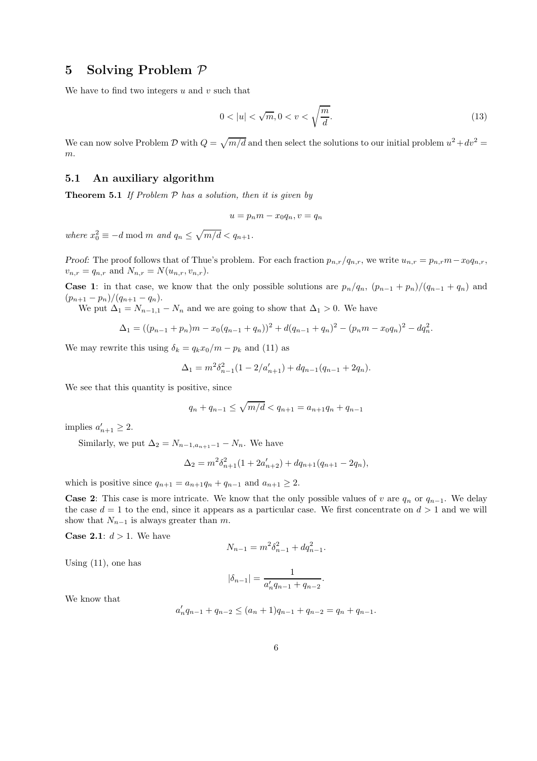# 5 Solving Problem $\mathcal{P}$

We have to find two integers $u$ and $v$ such that

$$0 < |u| < \sqrt{m}, 0 < v < \sqrt{\frac{m}{d}}. \tag{13}$$

We can now solve Problem $\mathcal{D}$ with $Q = \sqrt{m/d}$ and then select the solutions to our initial problem $u^2 + dv^2 = m$.

## 5.1 An auxiliary algorithm

**Theorem 5.1** *If Problem $\mathcal{P}$ has a solution, then it is given by*

$$u = p_n m - x_0 q_n, v = q_n$$

*where $x_0^2 \equiv -d \bmod m$ and $q_n \leq \sqrt{m/d} < q_{n+1}$.*

*Proof:* The proof follows that of Thue's problem. For each fraction $p_{n,r}/q_{n,r}$, we write $u_{n,r} = p_{n,r}m - x_0 q_{n,r}$, $v_{n,r} = q_{n,r}$ and $N_{n,r} = N(u_{n,r}, v_{n,r})$.

**Case 1**: in that case, we know that the only possible solutions are $p_n/q_n$, $(p_{n-1}+p_n)/(q_{n-1}+q_n)$ and $(p_{n+1}-p_n)/(q_{n+1}-q_n)$.

We put $\Delta_1 = N_{n-1,1} - N_n$ and we are going to show that $\Delta_1 > 0$. We have

$$\Delta_1 = ((p_{n-1}+p_n)m - x_0(q_{n-1}+q_n))^2 + d(q_{n-1}+q_n)^2 - (p_n m - x_0 q_n)^2 - dq_n^2.$$

We may rewrite this using $\delta_k = q_k x_0/m - p_k$ and (11) as

$$\Delta_1 = m^2 \delta_{n-1}^2 (1 - 2/a'_{n+1}) + dq_{n-1}(q_{n-1} + 2q_n).$$

We see that this quantity is positive, since

$$q_n + q_{n-1} \leq \sqrt{m/d} < q_{n+1} = a_{n+1} q_n + q_{n-1}$$

implies $a'_{n+1} \geq 2$.

Similarly, we put $\Delta_2 = N_{n-1,a_{n+1}-1} - N_n$. We have

$$\Delta_2 = m^2 \delta_{n+1}^2 (1 + 2a'_{n+2}) + dq_{n+1}(q_{n+1} - 2q_n),$$

which is positive since $q_{n+1} = a_{n+1}q_n + q_{n-1}$ and $a_{n+1} \geq 2$.

**Case 2**: This case is more intricate. We know that the only possible values of $v$ are $q_n$ or $q_{n-1}$. We delay the case $d = 1$ to the end, since it appears as a particular case. We first concentrate on $d > 1$ and we will show that $N_{n-1}$ is always greater than $m$.

**Case 2.1**: $d > 1$. We have

$$N_{n-1} = m^2 \delta_{n-1}^2 + dq_{n-1}^2.$$

Using (11), one has

$$|\delta_{n-1}| = \frac{1}{a'_n q_{n-1} + q_{n-2}}.$$

We know that

$$a'_n q_{n-1} + q_{n-2} \leq (a_n + 1)q_{n-1} + q_{n-2} = q_n + q_{n-1}.$$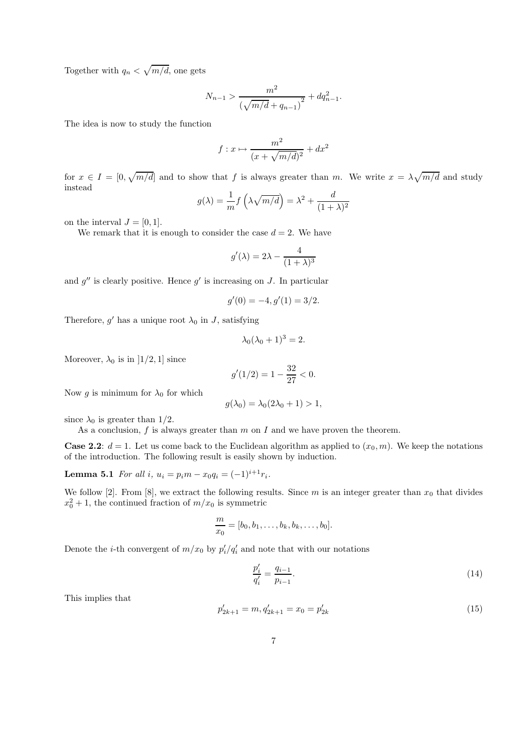Together with $q_n < \sqrt{m/d}$, one gets

$$N_{n-1} > \frac{m^2}{\left(\sqrt{m/d} + q_{n-1}\right)^2} + dq_{n-1}^2.$$

The idea is now to study the function

$$f : x \mapsto \frac{m^2}{(x + \sqrt{m/d})^2} + dx^2$$

for $x \in I = [0, \sqrt{m/d}]$ and to show that $f$ is always greater than $m$. We write $x = \lambda\sqrt{m/d}$ and study instead

$$g(\lambda) = \frac{1}{m} f\left(\lambda\sqrt{m/d}\right) = \lambda^2 + \frac{d}{(1+\lambda)^2}$$

on the interval $J = [0, 1]$.

We remark that it is enough to consider the case $d = 2$. We have

$$g'(\lambda) = 2\lambda - \frac{4}{(1+\lambda)^3}$$

and $g''$ is clearly positive. Hence $g'$ is increasing on $J$. In particular

$$g'(0) = -4, g'(1) = 3/2.$$

Therefore, $g'$ has a unique root $\lambda_0$ in $J$, satisfying

$$\lambda_0(\lambda_0 + 1)^3 = 2.$$

Moreover, $\lambda_0$ is in $]1/2, 1]$ since

$$g'(1/2) = 1 - \frac{32}{27} < 0.$$

Now $g$ is minimum for $\lambda_0$ for which

$$g(\lambda_0) = \lambda_0(2\lambda_0 + 1) > 1,$$

since $\lambda_0$ is greater than $1/2$.

As a conclusion, $f$ is always greater than $m$ on $I$ and we have proven the theorem.

**Case 2.2**: $d = 1$. Let us come back to the Euclidean algorithm as applied to $(x_0, m)$. We keep the notations of the introduction. The following result is easily shown by induction.

**Lemma 5.1** *For all $i$, $u_i = p_i m - x_0 q_i = (-1)^{i+1} r_i$.*

We follow [2]. From [8], we extract the following results. Since $m$ is an integer greater than $x_0$ that divides $x_0^2 + 1$, the continued fraction of $m/x_0$ is symmetric

$$\frac{m}{x_0} = [b_0, b_1, \ldots, b_k, b_k, \ldots, b_0].$$

Denote the $i$-th convergent of $m/x_0$ by $p'_i/q'_i$ and note that with our notations

$$\frac{p'_i}{q'_i} = \frac{q_{i-1}}{p_{i-1}}. \tag{14}$$

This implies that

$$p'_{2k+1} = m, q'_{2k+1} = x_0 = p'_{2k} \tag{15}$$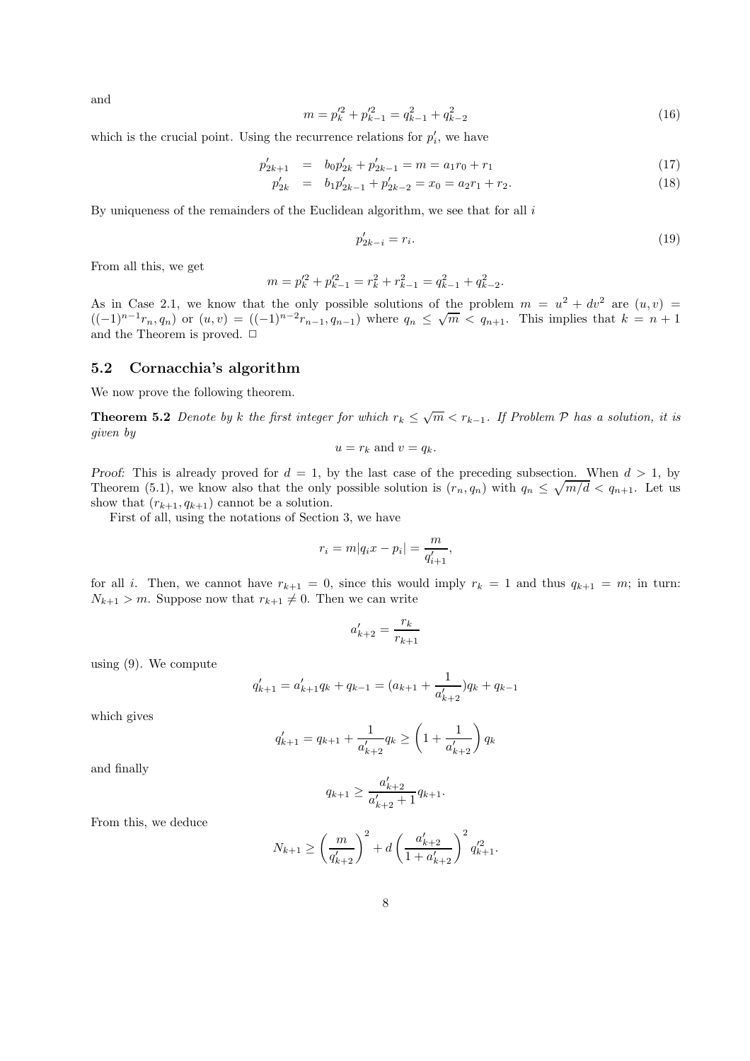and

$$m = p_k'^2 + p_{k-1}'^2 = q_{k-1}^2 + q_{k-2}^2 \tag{16}$$

which is the crucial point. Using the recurrence relations for $p_i'$, we have

$$\begin{aligned} p'_{2k+1} &= b_0 p'_{2k} + p'_{2k-1} = m = a_1 r_0 + r_1 & (17)\\ p'_{2k} &= b_1 p'_{2k-1} + p'_{2k-2} = x_0 = a_2 r_1 + r_2. & (18) \end{aligned}$$

By uniqueness of the remainders of the Euclidean algorithm, we see that for all $i$

$$p'_{2k-i} = r_i. \tag{19}$$

From all this, we get

$$m = p_k'^2 + p_{k-1}'^2 = r_k^2 + r_{k-1}^2 = q_{k-1}^2 + q_{k-2}^2.$$

As in Case 2.1, we know that the only possible solutions of the problem $m = u^2 + dv^2$ are $(u, v) = ((-1)^{n-1} r_n, q_n)$ or $(u, v) = ((-1)^{n-2} r_{n-1}, q_{n-1})$ where $q_n \leq \sqrt{m} < q_{n+1}$. This implies that $k = n + 1$ and the Theorem is proved. □

## 5.2 Cornacchia's algorithm

We now prove the following theorem.

**Theorem 5.2** *Denote by $k$ the first integer for which $r_k \leq \sqrt{m} < r_{k-1}$. If Problem $\mathcal{P}$ has a solution, it is given by*

$$u = r_k \text{ and } v = q_k.$$

*Proof*: This is already proved for $d = 1$, by the last case of the preceding subsection. When $d > 1$, by Theorem (5.1), we know also that the only possible solution is $(r_n, q_n)$ with $q_n \leq \sqrt{m/d} < q_{n+1}$. Let us show that $(r_{k+1}, q_{k+1})$ cannot be a solution.

First of all, using the notations of Section 3, we have

$$r_i = m|q_i x - p_i| = \frac{m}{q'_{i+1}},$$

for all $i$. Then, we cannot have $r_{k+1} = 0$, since this would imply $r_k = 1$ and thus $q_{k+1} = m$; in turn: $N_{k+1} > m$. Suppose now that $r_{k+1} \neq 0$. Then we can write

$$a'_{k+2} = \frac{r_k}{r_{k+1}}$$

using (9). We compute

$$q'_{k+1} = a'_{k+1} q_k + q_{k-1} = (a_{k+1} + \frac{1}{a'_{k+2}}) q_k + q_{k-1}$$

which gives

$$q'_{k+1} = q_{k+1} + \frac{1}{a'_{k+2}} q_k \geq \left(1 + \frac{1}{a'_{k+2}}\right) q_k$$

and finally

$$q_{k+1} \geq \frac{a'_{k+2}}{a'_{k+2} + 1} q_{k+1}.$$

From this, we deduce

$$N_{k+1} \geq \left(\frac{m}{q'_{k+2}}\right)^2 + d \left(\frac{a'_{k+2}}{1 + a'_{k+2}}\right)^2 q_{k+1}'^2.$$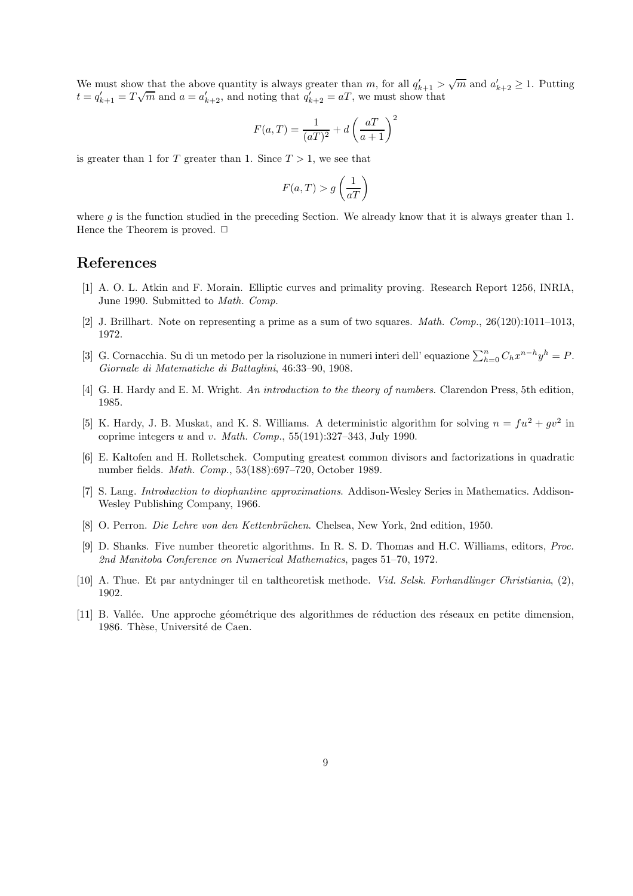We must show that the above quantity is always greater than $m$, for all $q'_{k+1} > \sqrt{m}$ and $a'_{k+2} \geq 1$. Putting $t = q'_{k+1} = T\sqrt{m}$ and $a = a'_{k+2}$, and noting that $q'_{k+2} = aT$, we must show that

$$F(a, T) = \frac{1}{(aT)^2} + d\left(\frac{aT}{a+1}\right)^2$$

is greater than 1 for $T$ greater than 1. Since $T > 1$, we see that

$$F(a, T) > g\left(\frac{1}{aT}\right)$$

where $g$ is the function studied in the preceding Section. We already know that it is always greater than 1. Hence the Theorem is proved. □

## References

[1] A. O. L. Atkin and F. Morain. Elliptic curves and primality proving. Research Report 1256, INRIA, June 1990. Submitted to *Math. Comp.*

[2] J. Brillhart. Note on representing a prime as a sum of two squares. *Math. Comp.*, 26(120):1011–1013, 1972.

[3] G. Cornacchia. Su di un metodo per la risoluzione in numeri interi dell' equazione $\sum_{h=0}^{n} C_h x^{n-h} y^h = P$. *Giornale di Matematiche di Battaglini*, 46:33–90, 1908.

[4] G. H. Hardy and E. M. Wright. *An introduction to the theory of numbers*. Clarendon Press, 5th edition, 1985.

[5] K. Hardy, J. B. Muskat, and K. S. Williams. A deterministic algorithm for solving $n = fu^2 + gv^2$ in coprime integers $u$ and $v$. *Math. Comp.*, 55(191):327–343, July 1990.

[6] E. Kaltofen and H. Rolletschek. Computing greatest common divisors and factorizations in quadratic number fields. *Math. Comp.*, 53(188):697–720, October 1989.

[7] S. Lang. *Introduction to diophantine approximations*. Addison-Wesley Series in Mathematics. Addison-Wesley Publishing Company, 1966.

[8] O. Perron. *Die Lehre von den Kettenbrüchen*. Chelsea, New York, 2nd edition, 1950.

[9] D. Shanks. Five number theoretic algorithms. In R. S. D. Thomas and H.C. Williams, editors, *Proc. 2nd Manitoba Conference on Numerical Mathematics*, pages 51–70, 1972.

[10] A. Thue. Et par antydninger til en taltheoretisk methode. *Vid. Selsk. Forhandlinger Christiania*, (2), 1902.

[11] B. Vallée. Une approche géométrique des algorithmes de réduction des réseaux en petite dimension, 1986. Thèse, Université de Caen.